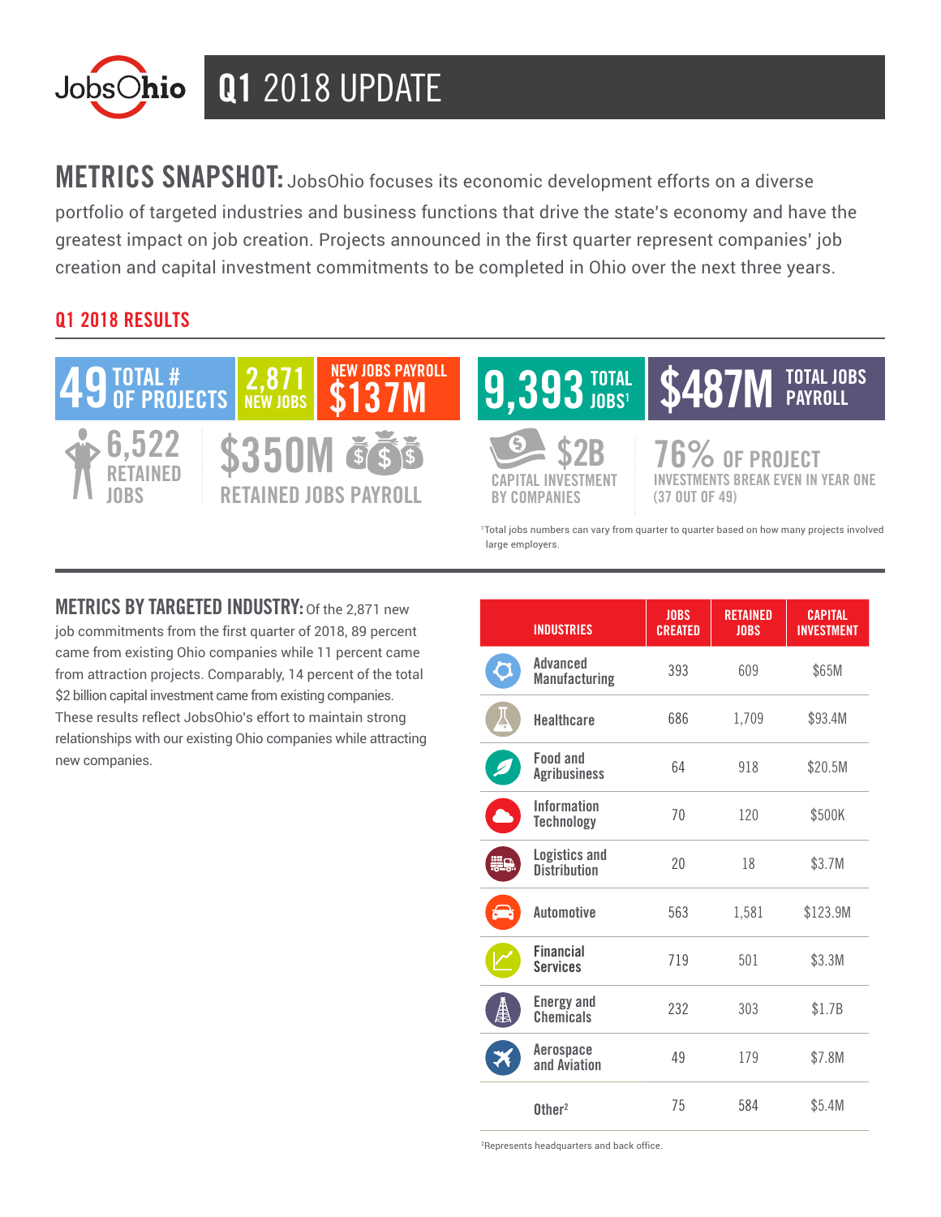# JobsOhio Q1 2018 UPDATE

**METRICS SNAPSHOT:** JobsOhio focuses its economic development efforts on a diverse portfolio of targeted industries and business functions that drive the state's economy and have the greatest impact on job creation. Projects announced in the first quarter represent companies' job creation and capital investment commitments to be completed in Ohio over the next three years.

## Q1 2018 RESULTS

- **49** TOTAL # OF PROJECTS
- **2,871** NEW JOBS
- NEW JOBS PAYROLL **$137M**
- **9,393** TOTAL JOBS[1]
- **$487M** TOTAL JOBS PAYROLL
- **6,522** RETAINED JOBS
- **$350M** RETAINED JOBS PAYROLL
- **$2B** CAPITAL INVESTMENT BY COMPANIES
- **76%** OF PROJECT INVESTMENTS BREAK EVEN IN YEAR ONE (37 OUT OF 49)

[1]Total jobs numbers can vary from quarter to quarter based on how many projects involved large employers.

**METRICS BY TARGETED INDUSTRY:** Of the 2,871 new job commitments from the first quarter of 2018, 89 percent came from existing Ohio companies while 11 percent came from attraction projects. Comparably, 14 percent of the total $2 billion capital investment came from existing companies. These results reflect JobsOhio's effort to maintain strong relationships with our existing Ohio companies while attracting new companies.

| INDUSTRIES | JOBS CREATED | RETAINED JOBS | CAPITAL INVESTMENT |
|---|---|---|---|
| Advanced Manufacturing | 393 | 609 | $65M |
| Healthcare | 686 | 1,709 | $93.4M |
| Food and Agribusiness | 64 | 918 | $20.5M |
| Information Technology | 70 | 120 | $500K |
| Logistics and Distribution | 20 | 18 | $3.7M |
| Automotive | 563 | 1,581 | $123.9M |
| Financial Services | 719 | 501 | $3.3M |
| Energy and Chemicals | 232 | 303 | $1.7B |
| Aerospace and Aviation | 49 | 179 | $7.8M |
| Other[2] | 75 | 584 | $5.4M |

[2]Represents headquarters and back office.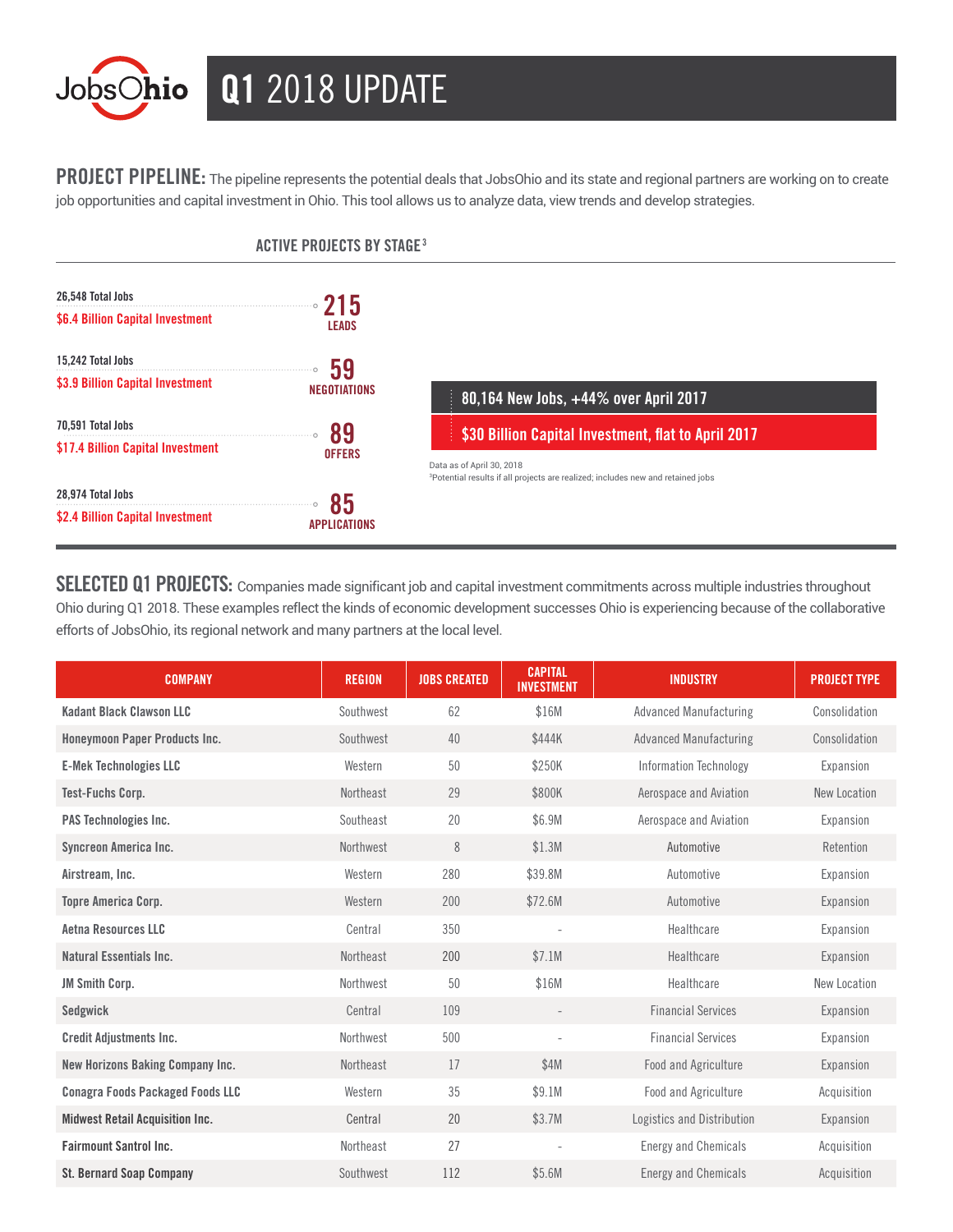# JobsOhio Q1 2018 UPDATE

**PROJECT PIPELINE:** The pipeline represents the potential deals that JobsOhio and its state and regional partners are working on to create job opportunities and capital investment in Ohio. This tool allows us to analyze data, view trends and develop strategies.

## ACTIVE PROJECTS BY STAGE[3]

26,548 Total Jobs
$6.4 Billion Capital Investment
**215** LEADS

15,242 Total Jobs
$3.9 Billion Capital Investment
**59** NEGOTIATIONS

70,591 Total Jobs
$17.4 Billion Capital Investment
**89** OFFERS

28,974 Total Jobs
$2.4 Billion Capital Investment
**85** APPLICATIONS

**80,164 New Jobs, +44% over April 2017**

**$30 Billion Capital Investment, flat to April 2017**

Data as of April 30, 2018
[3]Potential results if all projects are realized; includes new and retained jobs

**SELECTED Q1 PROJECTS:** Companies made significant job and capital investment commitments across multiple industries throughout Ohio during Q1 2018. These examples reflect the kinds of economic development successes Ohio is experiencing because of the collaborative efforts of JobsOhio, its regional network and many partners at the local level.

| COMPANY | REGION | JOBS CREATED | CAPITAL INVESTMENT | INDUSTRY | PROJECT TYPE |
|---|---|---|---|---|---|
| Kadant Black Clawson LLC | Southwest | 62 | $16M | Advanced Manufacturing | Consolidation |
| Honeymoon Paper Products Inc. | Southwest | 40 | $444K | Advanced Manufacturing | Consolidation |
| E-Mek Technologies LLC | Western | 50 | $250K | Information Technology | Expansion |
| Test-Fuchs Corp. | Northeast | 29 | $800K | Aerospace and Aviation | New Location |
| PAS Technologies Inc. | Southeast | 20 | $6.9M | Aerospace and Aviation | Expansion |
| Syncreon America Inc. | Northwest | 8 | $1.3M | Automotive | Retention |
| Airstream, Inc. | Western | 280 | $39.8M | Automotive | Expansion |
| Topre America Corp. | Western | 200 | $72.6M | Automotive | Expansion |
| Aetna Resources LLC | Central | 350 | - | Healthcare | Expansion |
| Natural Essentials Inc. | Northeast | 200 | $7.1M | Healthcare | Expansion |
| JM Smith Corp. | Northwest | 50 | $16M | Healthcare | New Location |
| Sedgwick | Central | 109 | - | Financial Services | Expansion |
| Credit Adjustments Inc. | Northwest | 500 | - | Financial Services | Expansion |
| New Horizons Baking Company Inc. | Northeast | 17 | $4M | Food and Agriculture | Expansion |
| Conagra Foods Packaged Foods LLC | Western | 35 | $9.1M | Food and Agriculture | Acquisition |
| Midwest Retail Acquisition Inc. | Central | 20 | $3.7M | Logistics and Distribution | Expansion |
| Fairmount Santrol Inc. | Northeast | 27 | - | Energy and Chemicals | Acquisition |
| St. Bernard Soap Company | Southwest | 112 | $5.6M | Energy and Chemicals | Acquisition |